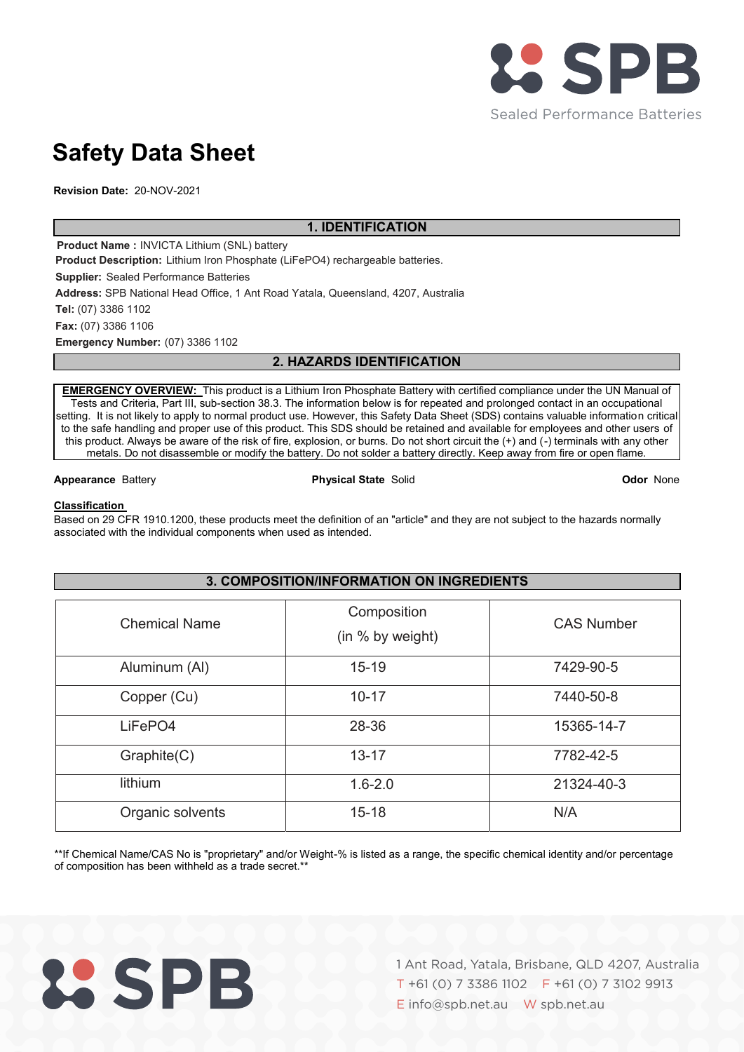# Safety Data Sheet

**Revision Date:** 20-NOV-2021

## 1. IDENTIFICATION

**Product Name :** INVICTA Lithium (SNL) battery
**Product Description:** Lithium Iron Phosphate ($LiFePO_4$) rechargeable batteries.
**Supplier:** Sealed Performance Batteries
**Address:** SPB National Head Office, 1 Ant Road Yatala, Queensland, 4207, Australia
**Tel:** (07) 3386 1102
**Fax:** (07) 3386 1106
**Emergency Number:** (07) 3386 1102

## 2. HAZARDS IDENTIFICATION

**EMERGENCY OVERVIEW:** This product is a Lithium Iron Phosphate Battery with certified compliance under the UN Manual of Tests and Criteria, Part III, sub-section 38.3. The information below is for repeated and prolonged contact in an occupational setting. It is not likely to apply to normal product use. However, this Safety Data Sheet (SDS) contains valuable information critical to the safe handling and proper use of this product. This SDS should be retained and available for employees and other users of this product. Always be aware of the risk of fire, explosion, or burns. Do not short circuit the (+) and (-) terminals with any other metals. Do not disassemble or modify the battery. Do not solder a battery directly. Keep away from fire or open flame.

**Appearance** Battery **Physical State** Solid **Odor** None

**Classification**

Based on 29 CFR 1910.1200, these products meet the definition of an "article" and they are not subject to the hazards normally associated with the individual components when used as intended.

## 3. COMPOSITION/INFORMATION ON INGREDIENTS

| Chemical Name | Composition (in % by weight) | CAS Number |
|---|---|---|
| Aluminum (Al) | 15-19 | 7429-90-5 |
| Copper (Cu) | 10-17 | 7440-50-8 |
| $LiFePO_4$ | 28-36 | 15365-14-7 |
| Graphite(C) | 13-17 | 7782-42-5 |
| lithium | 1.6-2.0 | 21324-40-3 |
| Organic solvents | 15-18 | N/A |

**If Chemical Name/CAS No is "proprietary" and/or Weight-% is listed as a range, the specific chemical identity and/or percentage of composition has been withheld as a trade secret.**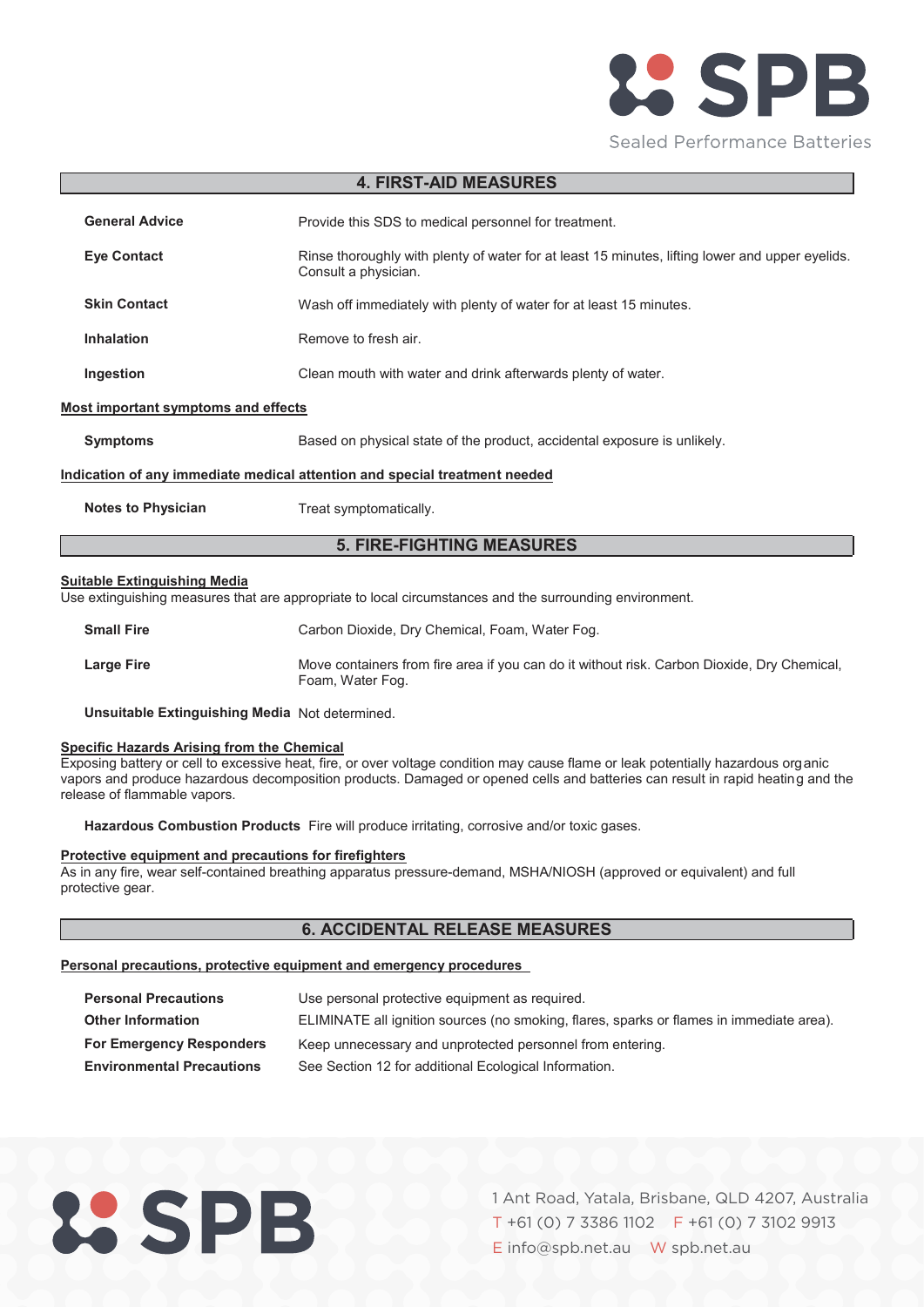## 4. FIRST-AID MEASURES

| | |
|---|---|
| **General Advice** | Provide this SDS to medical personnel for treatment. |
| **Eye Contact** | Rinse thoroughly with plenty of water for at least 15 minutes, lifting lower and upper eyelids. Consult a physician. |
| **Skin Contact** | Wash off immediately with plenty of water for at least 15 minutes. |
| **Inhalation** | Remove to fresh air. |
| **Ingestion** | Clean mouth with water and drink afterwards plenty of water. |

**Most important symptoms and effects**

| | |
|---|---|
| **Symptoms** | Based on physical state of the product, accidental exposure is unlikely. |

**Indication of any immediate medical attention and special treatment needed**

| | |
|---|---|
| **Notes to Physician** | Treat symptomatically. |

## 5. FIRE-FIGHTING MEASURES

**Suitable Extinguishing Media**

Use extinguishing measures that are appropriate to local circumstances and the surrounding environment.

| | |
|---|---|
| **Small Fire** | Carbon Dioxide, Dry Chemical, Foam, Water Fog. |
| **Large Fire** | Move containers from fire area if you can do it without risk. Carbon Dioxide, Dry Chemical, Foam, Water Fog. |
| **Unsuitable Extinguishing Media** | Not determined. |

**Specific Hazards Arising from the Chemical**

Exposing battery or cell to excessive heat, fire, or over voltage condition may cause flame or leak potentially hazardous organic vapors and produce hazardous decomposition products. Damaged or opened cells and batteries can result in rapid heating and the release of flammable vapors.

**Hazardous Combustion Products** Fire will produce irritating, corrosive and/or toxic gases.

**Protective equipment and precautions for firefighters**

As in any fire, wear self-contained breathing apparatus pressure-demand, MSHA/NIOSH (approved or equivalent) and full protective gear.

## 6. ACCIDENTAL RELEASE MEASURES

**Personal precautions, protective equipment and emergency procedures**

| | |
|---|---|
| **Personal Precautions** | Use personal protective equipment as required. |
| **Other Information** | ELIMINATE all ignition sources (no smoking, flares, sparks or flames in immediate area). |
| **For Emergency Responders** | Keep unnecessary and unprotected personnel from entering. |
| **Environmental Precautions** | See Section 12 for additional Ecological Information. |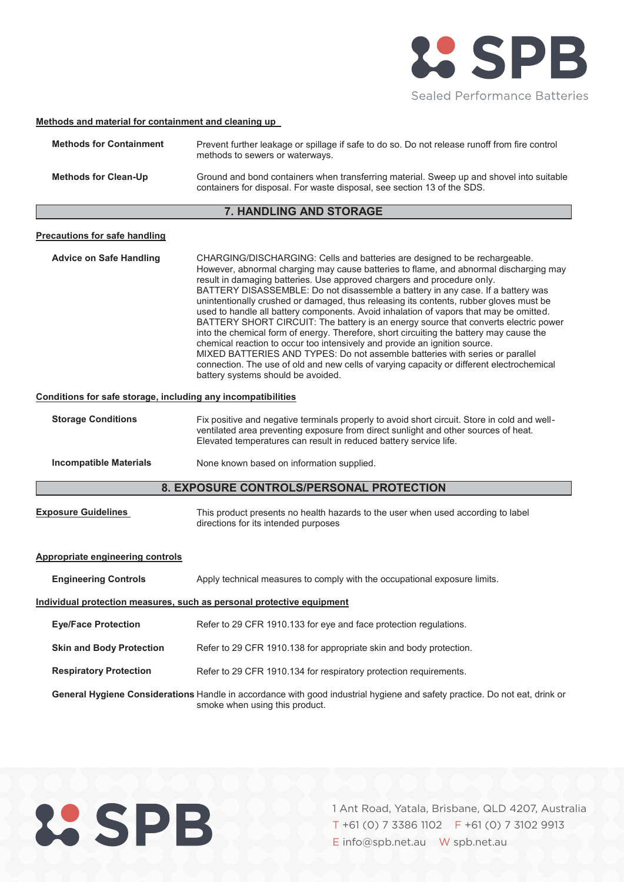**Methods and material for containment and cleaning up**

| | |
|---|---|
| **Methods for Containment** | Prevent further leakage or spillage if safe to do so. Do not release runoff from fire control methods to sewers or waterways. |
| **Methods for Clean-Up** | Ground and bond containers when transferring material. Sweep up and shovel into suitable containers for disposal. For waste disposal, see section 13 of the SDS. |

## 7. HANDLING AND STORAGE

**Precautions for safe handling**

**Advice on Safe Handling**

CHARGING/DISCHARGING: Cells and batteries are designed to be rechargeable. However, abnormal charging may cause batteries to flame, and abnormal discharging may result in damaging batteries. Use approved chargers and procedure only.
BATTERY DISASSEMBLE: Do not disassemble a battery in any case. If a battery was unintentionally crushed or damaged, thus releasing its contents, rubber gloves must be used to handle all battery components. Avoid inhalation of vapors that may be omitted.
BATTERY SHORT CIRCUIT: The battery is an energy source that converts electric power into the chemical form of energy. Therefore, short circuiting the battery may cause the chemical reaction to occur too intensively and provide an ignition source.
MIXED BATTERIES AND TYPES: Do not assemble batteries with series or parallel connection. The use of old and new cells of varying capacity or different electrochemical battery systems should be avoided.

**Conditions for safe storage, including any incompatibilities**

| | |
|---|---|
| **Storage Conditions** | Fix positive and negative terminals properly to avoid short circuit. Store in cold and well-ventilated area preventing exposure from direct sunlight and other sources of heat. Elevated temperatures can result in reduced battery service life. |
| **Incompatible Materials** | None known based on information supplied. |

## 8. EXPOSURE CONTROLS/PERSONAL PROTECTION

**Exposure Guidelines** This product presents no health hazards to the user when used according to label directions for its intended purposes

**Appropriate engineering controls**

| | |
|---|---|
| **Engineering Controls** | Apply technical measures to comply with the occupational exposure limits. |

**Individual protection measures, such as personal protective equipment**

| | |
|---|---|
| **Eye/Face Protection** | Refer to 29 CFR 1910.133 for eye and face protection regulations. |
| **Skin and Body Protection** | Refer to 29 CFR 1910.138 for appropriate skin and body protection. |
| **Respiratory Protection** | Refer to 29 CFR 1910.134 for respiratory protection requirements. |
| **General Hygiene Considerations** | Handle in accordance with good industrial hygiene and safety practice. Do not eat, drink or smoke when using this product. |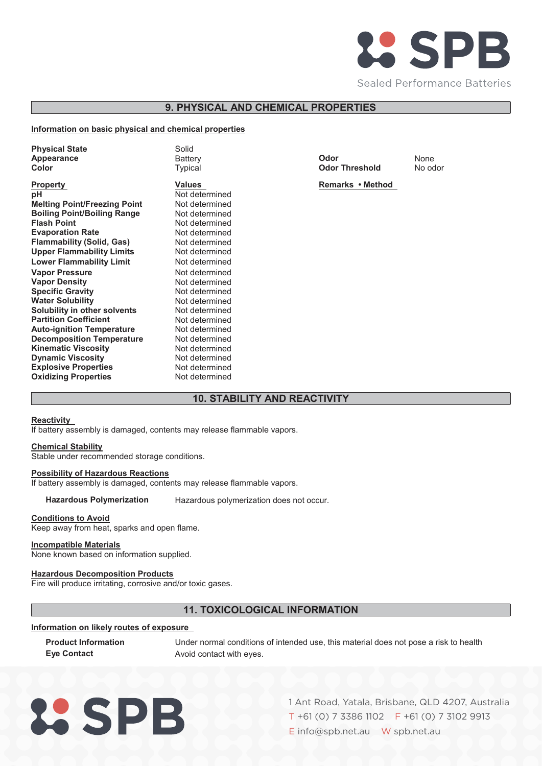## 9. PHYSICAL AND CHEMICAL PROPERTIES

**Information on basic physical and chemical properties**

| | | | |
|---|---|---|---|
| **Physical State** | Solid | | |
| **Appearance** | Battery | **Odor** | None |
| **Color** | Typical | **Odor Threshold** | No odor |

| **Property** | **Values** | **Remarks • Method** |
|---|---|---|
| **pH** | Not determined | |
| **Melting Point/Freezing Point** | Not determined | |
| **Boiling Point/Boiling Range** | Not determined | |
| **Flash Point** | Not determined | |
| **Evaporation Rate** | Not determined | |
| **Flammability (Solid, Gas)** | Not determined | |
| **Upper Flammability Limits** | Not determined | |
| **Lower Flammability Limit** | Not determined | |
| **Vapor Pressure** | Not determined | |
| **Vapor Density** | Not determined | |
| **Specific Gravity** | Not determined | |
| **Water Solubility** | Not determined | |
| **Solubility in other solvents** | Not determined | |
| **Partition Coefficient** | Not determined | |
| **Auto-ignition Temperature** | Not determined | |
| **Decomposition Temperature** | Not determined | |
| **Kinematic Viscosity** | Not determined | |
| **Dynamic Viscosity** | Not determined | |
| **Explosive Properties** | Not determined | |
| **Oxidizing Properties** | Not determined | |

## 10. STABILITY AND REACTIVITY

**Reactivity**

If battery assembly is damaged, contents may release flammable vapors.

**Chemical Stability**

Stable under recommended storage conditions.

**Possibility of Hazardous Reactions**

If battery assembly is damaged, contents may release flammable vapors.

**Hazardous Polymerization** Hazardous polymerization does not occur.

**Conditions to Avoid**

Keep away from heat, sparks and open flame.

**Incompatible Materials**

None known based on information supplied.

**Hazardous Decomposition Products**

Fire will produce irritating, corrosive and/or toxic gases.

## 11. TOXICOLOGICAL INFORMATION

**Information on likely routes of exposure**

**Product Information** Under normal conditions of intended use, this material does not pose a risk to health

**Eye Contact** Avoid contact with eyes.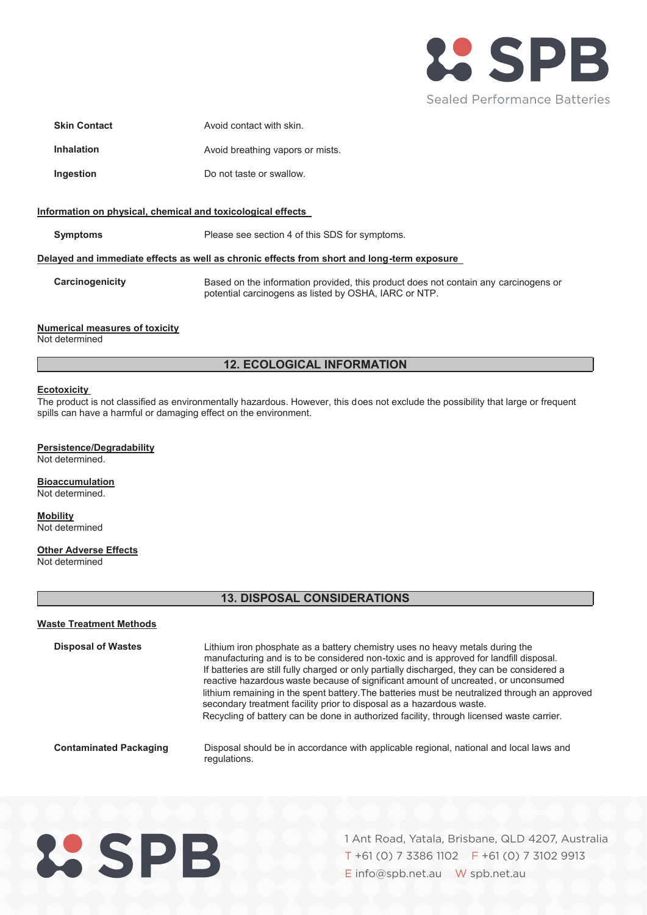| | |
|---|---|
| **Skin Contact** | Avoid contact with skin. |
| **Inhalation** | Avoid breathing vapors or mists. |
| **Ingestion** | Do not taste or swallow. |

**Information on physical, chemical and toxicological effects**

| | |
|---|---|
| **Symptoms** | Please see section 4 of this SDS for symptoms. |

**Delayed and immediate effects as well as chronic effects from short and long-term exposure**

| | |
|---|---|
| **Carcinogenicity** | Based on the information provided, this product does not contain any carcinogens or potential carcinogens as listed by OSHA, IARC or NTP. |

**Numerical measures of toxicity**

Not determined

## 12. ECOLOGICAL INFORMATION

**Ecotoxicity**

The product is not classified as environmentally hazardous. However, this does not exclude the possibility that large or frequent spills can have a harmful or damaging effect on the environment.

**Persistence/Degradability**

Not determined.

**Bioaccumulation**

Not determined.

**Mobility**

Not determined

**Other Adverse Effects**

Not determined

## 13. DISPOSAL CONSIDERATIONS

**Waste Treatment Methods**

| | |
|---|---|
| **Disposal of Wastes** | Lithium iron phosphate as a battery chemistry uses no heavy metals during the manufacturing and is to be considered non-toxic and is approved for landfill disposal. If batteries are still fully charged or only partially discharged, they can be considered a reactive hazardous waste because of significant amount of uncreated, or unconsumed lithium remaining in the spent battery.The batteries must be neutralized through an approved secondary treatment facility prior to disposal as a hazardous waste. Recycling of battery can be done in authorized facility, through licensed waste carrier. |
| **Contaminated Packaging** | Disposal should be in accordance with applicable regional, national and local laws and regulations. |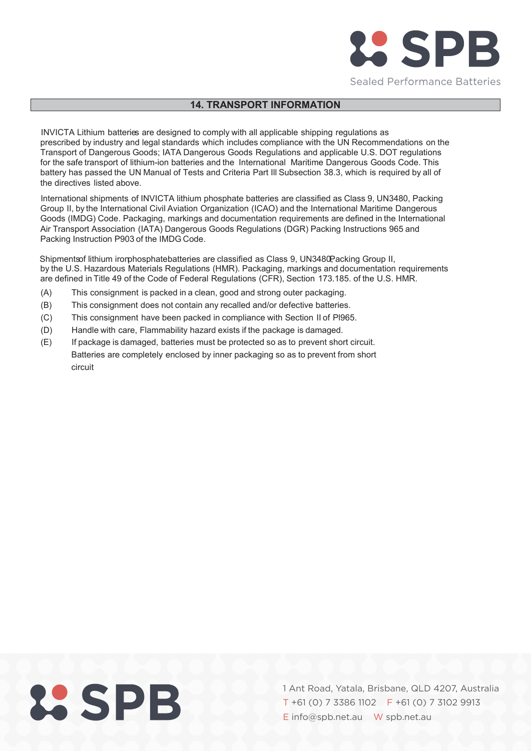## 14. TRANSPORT INFORMATION

INVICTA Lithium batteries are designed to comply with all applicable shipping regulations as prescribed by industry and legal standards which includes compliance with the UN Recommendations on the Transport of Dangerous Goods; IATA Dangerous Goods Regulations and applicable U.S. DOT regulations for the safe transport of lithium-ion batteries and the International Maritime Dangerous Goods Code. This battery has passed the UN Manual of Tests and Criteria Part III Subsection 38.3, which is required by all of the directives listed above.

International shipments of INVICTA lithium phosphate batteries are classified as Class 9, UN3480, Packing Group II, by the International Civil Aviation Organization (ICAO) and the International Maritime Dangerous Goods (IMDG) Code. Packaging, markings and documentation requirements are defined in the International Air Transport Association (IATA) Dangerous Goods Regulations (DGR) Packing Instructions 965 and Packing Instruction P903 of the IMDG Code.

Shipments of lithium iron phosphate batteries are classified as Class 9, UN3480, Packing Group II, by the U.S. Hazardous Materials Regulations (HMR). Packaging, markings and documentation requirements are defined in Title 49 of the Code of Federal Regulations (CFR), Section 173.185. of the U.S. HMR.

(A) This consignment is packed in a clean, good and strong outer packaging.

(B) This consignment does not contain any recalled and/or defective batteries.

(C) This consignment have been packed in compliance with Section II of PI965.

(D) Handle with care, Flammability hazard exists if the package is damaged.

(E) If package is damaged, batteries must be protected so as to prevent short circuit. Batteries are completely enclosed by inner packaging so as to prevent from short circuit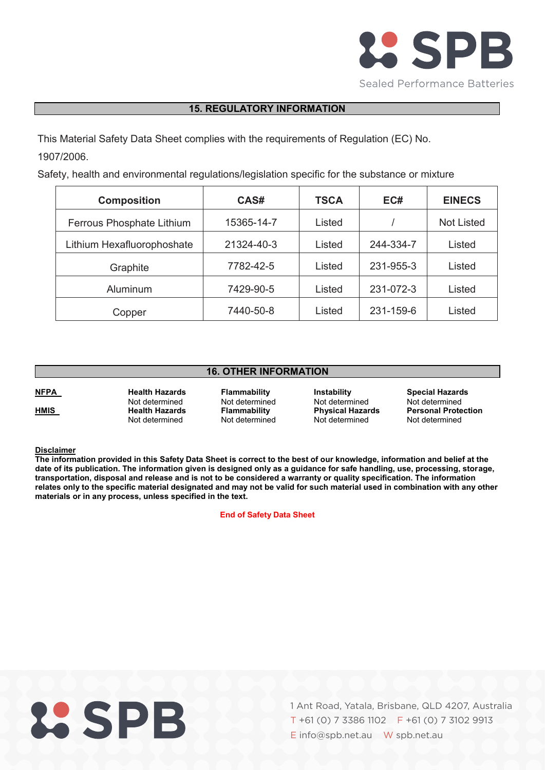## 15. REGULATORY INFORMATION

This Material Safety Data Sheet complies with the requirements of Regulation (EC) No. 1907/2006.

Safety, health and environmental regulations/legislation specific for the substance or mixture

| Composition | CAS# | TSCA | EC# | EINECS |
|---|---|---|---|---|
| Ferrous Phosphate Lithium | 15365-14-7 | Listed | / | Not Listed |
| Lithium Hexafluorophoshate | 21324-40-3 | Listed | 244-334-7 | Listed |
| Graphite | 7782-42-5 | Listed | 231-955-3 | Listed |
| Aluminum | 7429-90-5 | Listed | 231-072-3 | Listed |
| Copper | 7440-50-8 | Listed | 231-159-6 | Listed |

## 16. OTHER INFORMATION

| | | | | |
|---|---|---|---|---|
| **NFPA** | **Health Hazards** | **Flammability** | **Instability** | **Special Hazards** |
| | Not determined | Not determined | Not determined | Not determined |
| **HMIS** | **Health Hazards** | **Flammability** | **Physical Hazards** | **Personal Protection** |
| | Not determined | Not determined | Not determined | Not determined |

**Disclaimer**

**The information provided in this Safety Data Sheet is correct to the best of our knowledge, information and belief at the date of its publication. The information given is designed only as a guidance for safe handling, use, processing, storage, transportation, disposal and release and is not to be considered a warranty or quality specification. The information relates only to the specific material designated and may not be valid for such material used in combination with any other materials or in any process, unless specified in the text.**

**End of Safety Data Sheet**